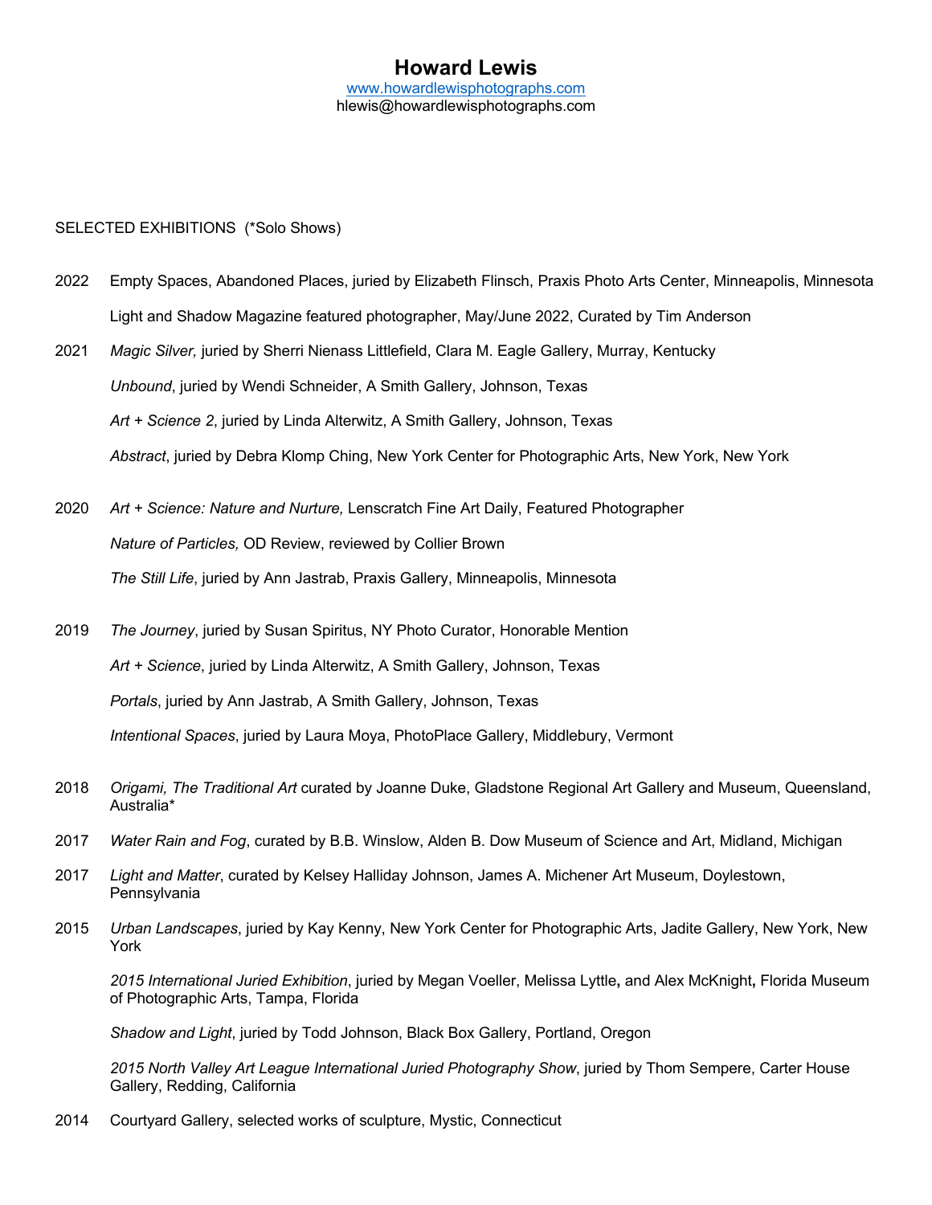# Howard Lewis

www.howardlewisphotographs.com
hlewis@howardlewisphotographs.com

SELECTED EXHIBITIONS (*Solo Shows)

2022 Empty Spaces, Abandoned Places, juried by Elizabeth Flinsch, Praxis Photo Arts Center, Minneapolis, Minnesota

Light and Shadow Magazine featured photographer, May/June 2022, Curated by Tim Anderson

2021 *Magic Silver,* juried by Sherri Nienass Littlefield, Clara M. Eagle Gallery, Murray, Kentucky

*Unbound*, juried by Wendi Schneider, A Smith Gallery, Johnson, Texas

*Art + Science 2*, juried by Linda Alterwitz, A Smith Gallery, Johnson, Texas

*Abstract*, juried by Debra Klomp Ching, New York Center for Photographic Arts, New York, New York

2020 *Art + Science: Nature and Nurture,* Lenscratch Fine Art Daily, Featured Photographer

*Nature of Particles,* OD Review, reviewed by Collier Brown

*The Still Life*, juried by Ann Jastrab, Praxis Gallery, Minneapolis, Minnesota

2019 *The Journey*, juried by Susan Spiritus, NY Photo Curator, Honorable Mention

*Art + Science*, juried by Linda Alterwitz, A Smith Gallery, Johnson, Texas

*Portals*, juried by Ann Jastrab, A Smith Gallery, Johnson, Texas

*Intentional Spaces*, juried by Laura Moya, PhotoPlace Gallery, Middlebury, Vermont

2018 *Origami, The Traditional Art* curated by Joanne Duke, Gladstone Regional Art Gallery and Museum, Queensland, Australia*

2017 *Water Rain and Fog*, curated by B.B. Winslow, Alden B. Dow Museum of Science and Art, Midland, Michigan

2017 *Light and Matter*, curated by Kelsey Halliday Johnson, James A. Michener Art Museum, Doylestown, Pennsylvania

2015 *Urban Landscapes*, juried by Kay Kenny, New York Center for Photographic Arts, Jadite Gallery, New York, New York

*2015 International Juried Exhibition*, juried by Megan Voeller, Melissa Lyttle**,** and Alex McKnight**,** Florida Museum of Photographic Arts, Tampa, Florida

*Shadow and Light*, juried by Todd Johnson, Black Box Gallery, Portland, Oregon

*2015 North Valley Art League International Juried Photography Show*, juried by Thom Sempere, Carter House Gallery, Redding, California

2014 Courtyard Gallery, selected works of sculpture, Mystic, Connecticut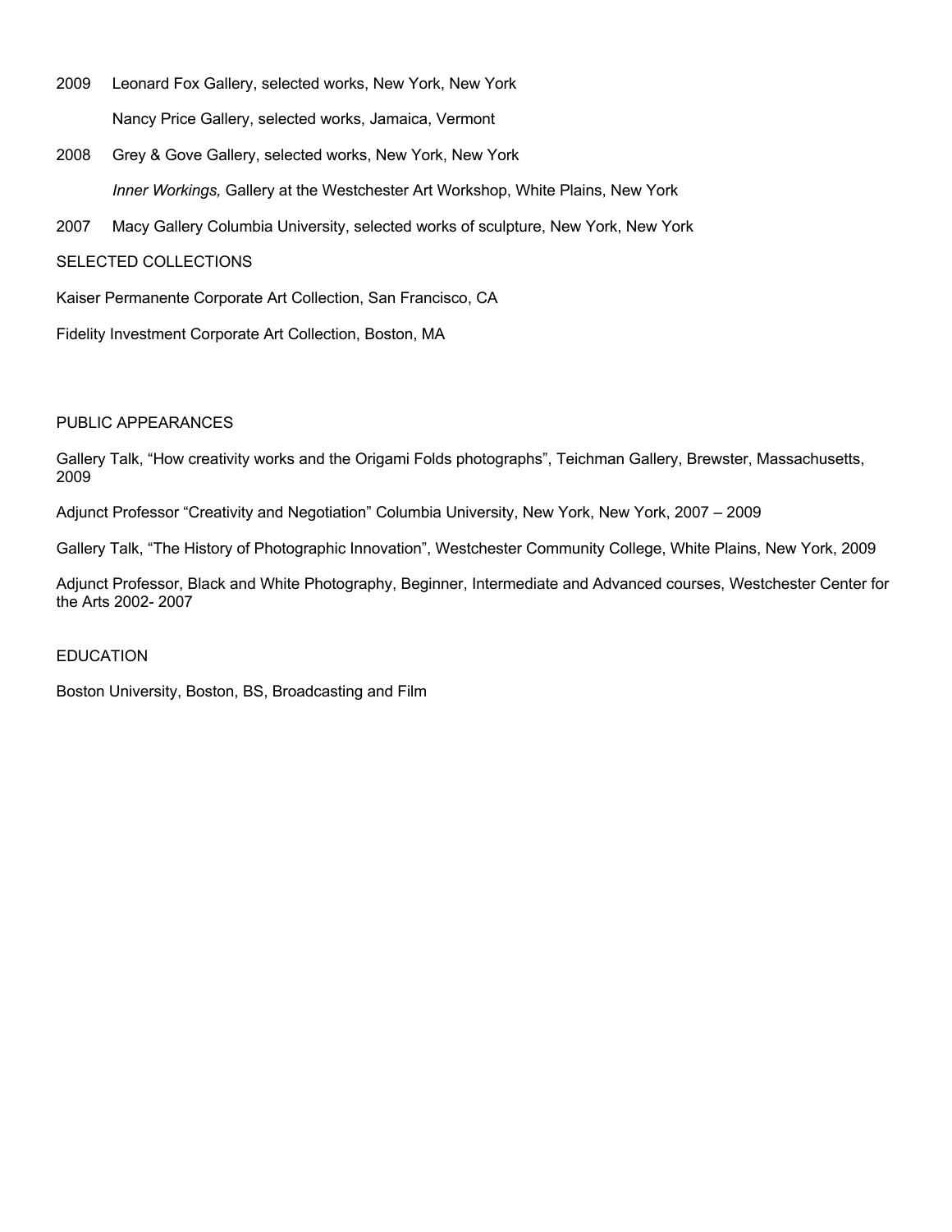2009 Leonard Fox Gallery, selected works, New York, New York

Nancy Price Gallery, selected works, Jamaica, Vermont

2008 Grey & Gove Gallery, selected works, New York, New York

*Inner Workings,* Gallery at the Westchester Art Workshop, White Plains, New York

2007 Macy Gallery Columbia University, selected works of sculpture, New York, New York

## SELECTED COLLECTIONS

Kaiser Permanente Corporate Art Collection, San Francisco, CA

Fidelity Investment Corporate Art Collection, Boston, MA

## PUBLIC APPEARANCES

Gallery Talk, "How creativity works and the Origami Folds photographs", Teichman Gallery, Brewster, Massachusetts, 2009

Adjunct Professor "Creativity and Negotiation" Columbia University, New York, New York, 2007 – 2009

Gallery Talk, "The History of Photographic Innovation", Westchester Community College, White Plains, New York, 2009

Adjunct Professor, Black and White Photography, Beginner, Intermediate and Advanced courses, Westchester Center for the Arts 2002- 2007

## EDUCATION

Boston University, Boston, BS, Broadcasting and Film